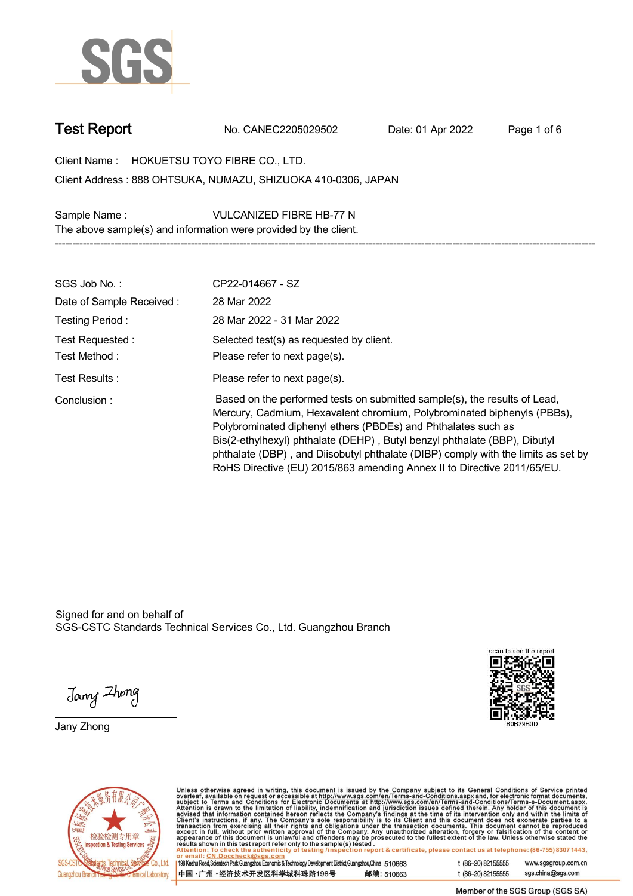SGS

# Test Report

No. CANEC2205029502 Date: 01 Apr 2022

Client Name : HOKUETSU TOYO FIBRE CO., LTD.

Client Address : 888 OHTSUKA, NUMAZU, SHIZUOKA 410-0306, JAPAN

Sample Name : VULCANIZED FIBRE HB-77 N

The above sample(s) and information were provided by the client.

---

| | |
|---|---|
| SGS Job No. : | CP22-014667 - SZ |
| Date of Sample Received : | 28 Mar 2022 |
| Testing Period : | 28 Mar 2022 - 31 Mar 2022 |
| Test Requested : | Selected test(s) as requested by client. |
| Test Method : | Please refer to next page(s). |
| Test Results : | Please refer to next page(s). |
| Conclusion : | Based on the performed tests on submitted sample(s), the results of Lead, Mercury, Cadmium, Hexavalent chromium, Polybrominated biphenyls (PBBs), Polybrominated diphenyl ethers (PBDEs) and Phthalates such as Bis(2-ethylhexyl) phthalate (DEHP) , Butyl benzyl phthalate (BBP), Dibutyl phthalate (DBP) , and Diisobutyl phthalate (DIBP) comply with the limits as set by RoHS Directive (EU) 2015/863 amending Annex II to Directive 2011/65/EU. |

Signed for and on behalf of
SGS-CSTC Standards Technical Services Co., Ltd. Guangzhou Branch

Jany Zhong

scan to see the report

B0B29B0D

Unless otherwise agreed in writing, this document is issued by the Company subject to its General Conditions of Service printed overleaf, available on request or accessible at http://www.sgs.com/en/Terms-and-Conditions.aspx and, for electronic format documents, subject to Terms and Conditions for Electronic Documents at http://www.sgs.com/en/Terms-and-Conditions/Terms-e-Document.aspx. Attention is drawn to the limitation of liability, indemnification and jurisdiction issues defined therein. Any holder of this document is advised that information contained hereon reflects the Company's findings at the time of its intervention only and within the limits of Client's instructions, if any. The Company's sole responsibility is to its Client and this document does not exonerate parties to a transaction from exercising all their rights and obligations under the transaction documents. This document cannot be reproduced except in full, without prior written approval of the Company. Any unauthorized alteration, forgery or falsification of the content or appearance of this document is unlawful and offenders may be prosecuted to the fullest extent of the law. Unless otherwise stated the results shown in this test report refer only to the sample(s) tested.

Attention: To check the authenticity of testing /inspection report & certificate, please contact us at telephone: (86-755) 8307 1443, or email: CN.Doccheck@sgs.com

198 Kezhu Road,Scientech Park Guangzhou Economic & Technology Development District,Guangzhou,China 510663 t (86–20) 82155555 www.sgsgroup.com.cn

中国 ·广州 ·经济技术开发区科学城科珠路198号 邮编: 510663 t (86–20) 82155555 sgs.china@sgs.com

Member of the SGS Group (SGS SA)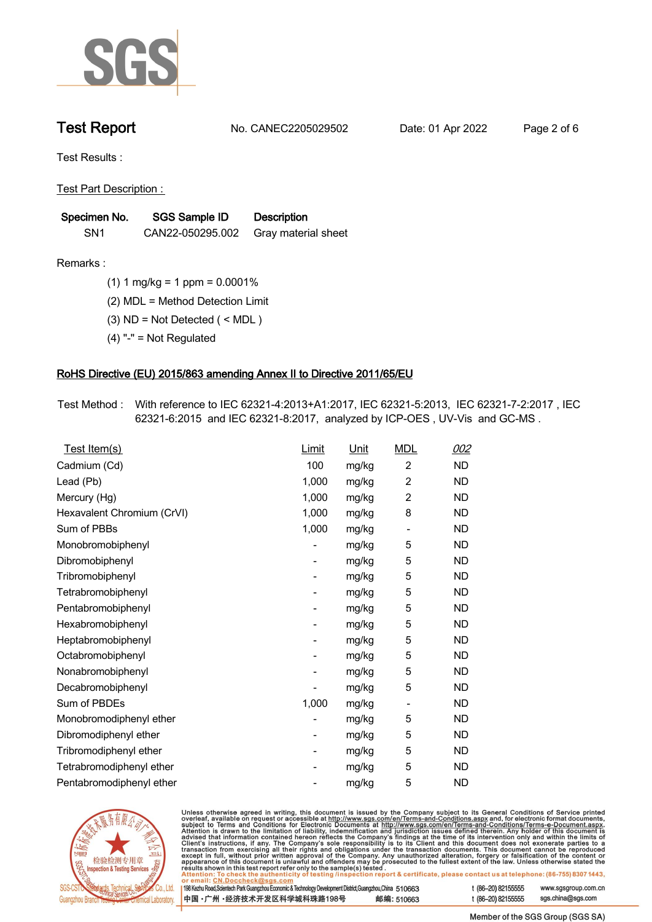# Test Report

No. CANEC2205029502    Date: 01 Apr 2022

Test Results :

Test Part Description :

| Specimen No. | SGS Sample ID | Description |
|---|---|---|
| SN1 | CAN22-050295.002 | Gray material sheet |

Remarks :

(1) 1 mg/kg = 1 ppm = 0.0001%

(2) MDL = Method Detection Limit

(3) ND = Not Detected ( < MDL )

(4) "-" = Not Regulated

## RoHS Directive (EU) 2015/863 amending Annex II to Directive 2011/65/EU

Test Method : With reference to IEC 62321-4:2013+A1:2017, IEC 62321-5:2013, IEC 62321-7-2:2017 , IEC 62321-6:2015 and IEC 62321-8:2017, analyzed by ICP-OES , UV-Vis and GC-MS .

| Test Item(s) | Limit | Unit | MDL | 002 |
|---|---|---|---|---|
| Cadmium (Cd) | 100 | mg/kg | 2 | ND |
| Lead (Pb) | 1,000 | mg/kg | 2 | ND |
| Mercury (Hg) | 1,000 | mg/kg | 2 | ND |
| Hexavalent Chromium (CrVI) | 1,000 | mg/kg | 8 | ND |
| Sum of PBBs | 1,000 | mg/kg | - | ND |
| Monobromobiphenyl | - | mg/kg | 5 | ND |
| Dibromobiphenyl | - | mg/kg | 5 | ND |
| Tribromobiphenyl | - | mg/kg | 5 | ND |
| Tetrabromobiphenyl | - | mg/kg | 5 | ND |
| Pentabromobiphenyl | - | mg/kg | 5 | ND |
| Hexabromobiphenyl | - | mg/kg | 5 | ND |
| Heptabromobiphenyl | - | mg/kg | 5 | ND |
| Octabromobiphenyl | - | mg/kg | 5 | ND |
| Nonabromobiphenyl | - | mg/kg | 5 | ND |
| Decabromobiphenyl | - | mg/kg | 5 | ND |
| Sum of PBDEs | 1,000 | mg/kg | - | ND |
| Monobromodiphenyl ether | - | mg/kg | 5 | ND |
| Dibromodiphenyl ether | - | mg/kg | 5 | ND |
| Tribromodiphenyl ether | - | mg/kg | 5 | ND |
| Tetrabromodiphenyl ether | - | mg/kg | 5 | ND |
| Pentabromodiphenyl ether | - | mg/kg | 5 | ND |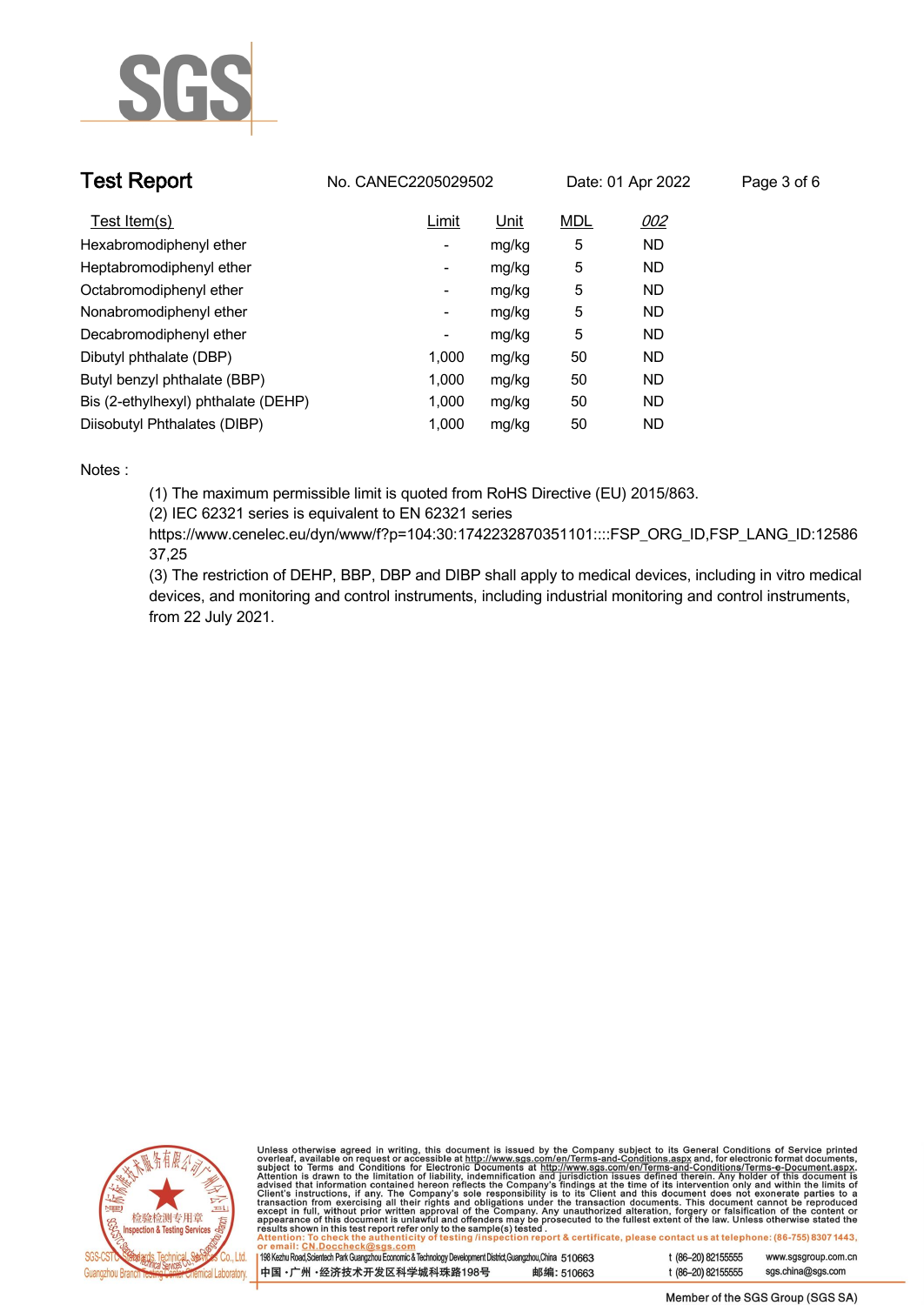# Test Report

No. CANEC2205029502 Date: 01 Apr 2022

| Test Item(s) | Limit | Unit | MDL | *002* |
|---|---|---|---|---|
| Hexabromodiphenyl ether | - | mg/kg | 5 | ND |
| Heptabromodiphenyl ether | - | mg/kg | 5 | ND |
| Octabromodiphenyl ether | - | mg/kg | 5 | ND |
| Nonabromodiphenyl ether | - | mg/kg | 5 | ND |
| Decabromodiphenyl ether | - | mg/kg | 5 | ND |
| Dibutyl phthalate (DBP) | 1,000 | mg/kg | 50 | ND |
| Butyl benzyl phthalate (BBP) | 1,000 | mg/kg | 50 | ND |
| Bis (2-ethylhexyl) phthalate (DEHP) | 1,000 | mg/kg | 50 | ND |
| Diisobutyl Phthalates (DIBP) | 1,000 | mg/kg | 50 | ND |

Notes :

(1) The maximum permissible limit is quoted from RoHS Directive (EU) 2015/863.

(2) IEC 62321 series is equivalent to EN 62321 series https://www.cenelec.eu/dyn/www/f?p=104:30:1742232870351101::::FSP_ORG_ID,FSP_LANG_ID:1258637,25

(3) The restriction of DEHP, BBP, DBP and DIBP shall apply to medical devices, including in vitro medical devices, and monitoring and control instruments, including industrial monitoring and control instruments, from 22 July 2021.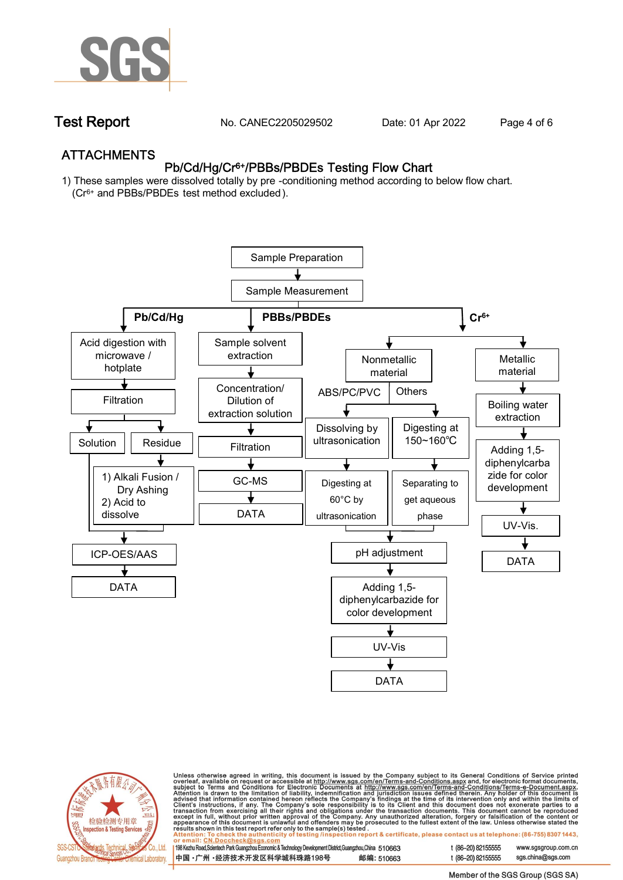## ATTACHMENTS

### Pb/Cd/Hg/$Cr^{6+}$/PBBs/PBDEs Testing Flow Chart

1) These samples were dissolved totally by pre -conditioning method according to below flow chart. ($Cr^{6+}$ and PBBs/PBDEs test method excluded).

Sample Preparation

Sample Measurement

**Pb/Cd/Hg**

Acid digestion with microwave / hotplate

Filtration

Solution

Residue

1) Alkali Fusion / Dry Ashing
2) Acid to dissolve

ICP-OES/AAS

DATA

**PBBs/PBDEs**

Sample solvent extraction

Concentration/ Dilution of extraction solution

Filtration

GC-MS

DATA

**$Cr^{6+}$**

Nonmetallic material

ABS/PC/PVC

Dissolving by ultrasonication

Digesting at 60°C by ultrasonication

Others

Digesting at 150~160℃

Separating to get aqueous phase

pH adjustment

Adding 1,5-diphenylcarbazide for color development

UV-Vis

DATA

Metallic material

Boiling water extraction

Adding 1,5-diphenylcarbazide for color development

UV-Vis.

DATA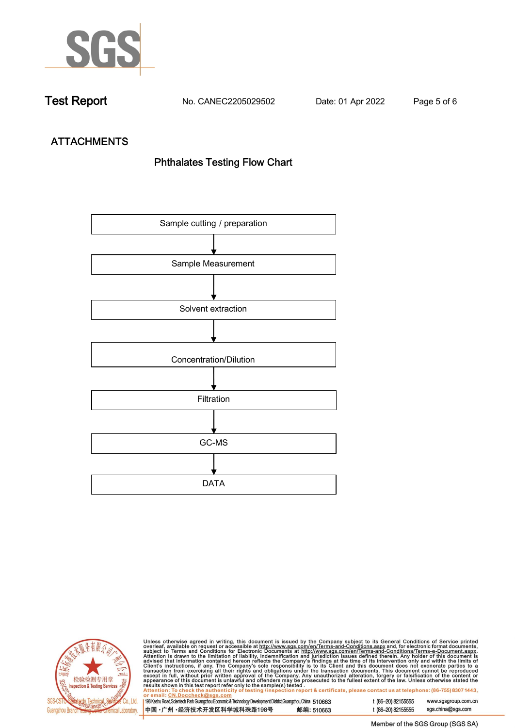## ATTACHMENTS

### Phthalates Testing Flow Chart

Sample cutting / preparation

↓

Sample Measurement

↓

Solvent extraction

↓

Concentration/Dilution

↓

Filtration

↓

GC-MS

↓

DATA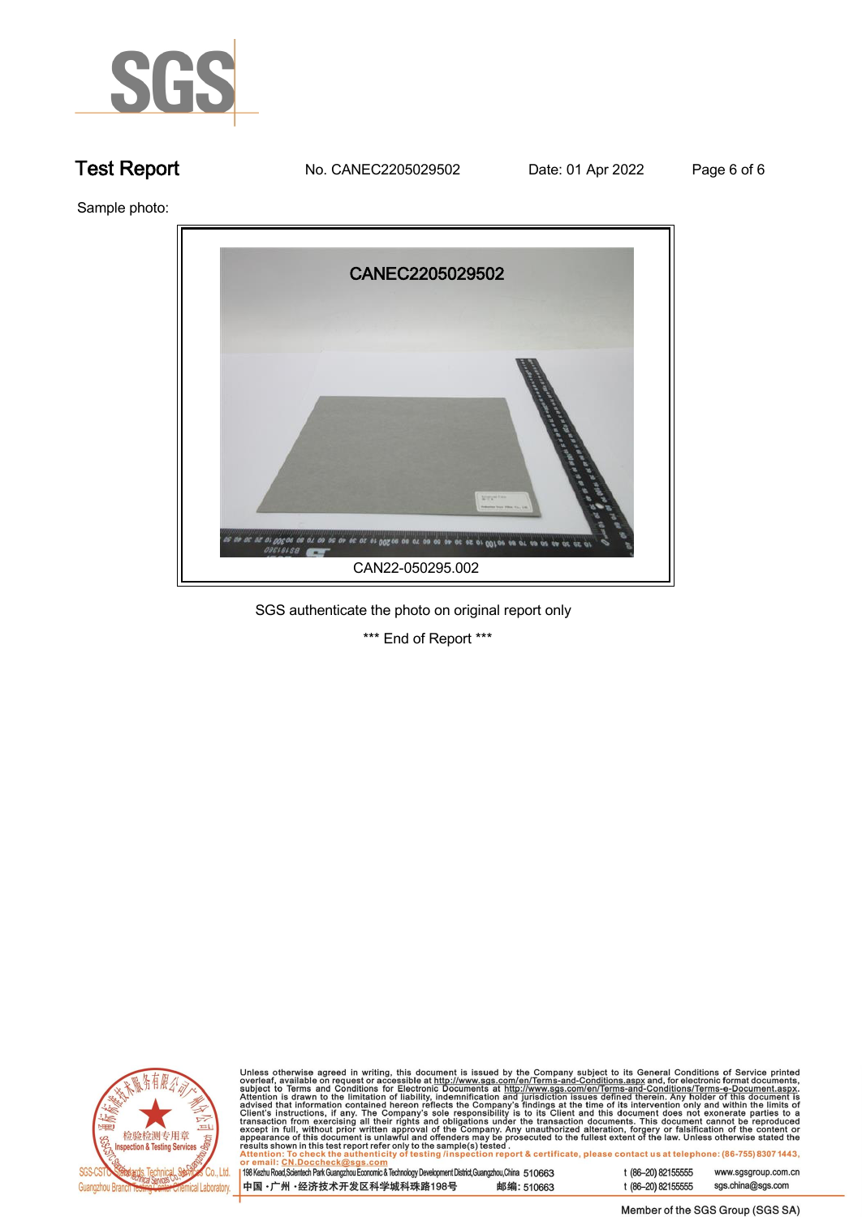Sample photo:

CANEC2205029502

CAN22-050295.002

SGS authenticate the photo on original report only

\*\*\* End of Report \*\*\*

Unless otherwise agreed in writing, this document is issued by the Company subject to its General Conditions of Service printed overleaf, available on request or accessible at http://www.sgs.com/en/Terms-and-Conditions.aspx and, for electronic format documents, subject to Terms and Conditions for Electronic Documents at http://www.sgs.com/en/Terms-and-Conditions/Terms-e-Document.aspx. Attention is drawn to the limitation of liability, indemnification and jurisdiction issues defined therein. Any holder of this document is advised that information contained hereon reflects the Company's findings at the time of its intervention only and within the limits of Client's instructions, if any. The Company's sole responsibility is to its Client and this document does not exonerate parties to a transaction from exercising all their rights and obligations under the transaction documents. This document cannot be reproduced except in full, without prior written approval of the Company. Any unauthorized alteration, forgery or falsification of the content or appearance of this document is unlawful and offenders may be prosecuted to the fullest extent of the law. Unless otherwise stated the results shown in this test report refer only to the sample(s) tested.

Attention: To check the authenticity of testing /inspection report & certificate, please contact us at telephone: (86-755) 8307 1443, or email: CN.Doccheck@sgs.com

198 Kezhu Road,Scientech Park Guangzhou Economic & Technology Development District,Guangzhou,China 510663 t (86–20) 82155555 www.sgsgroup.com.cn

中国·广州·经济技术开发区科学城科珠路198号 邮编: 510663 t (86–20) 82155555 sgs.china@sgs.com

SGS-CSTC Standards Technical Services Co., Ltd. Guangzhou Branch Testing Center Chemical Laboratory.

Member of the SGS Group (SGS SA)